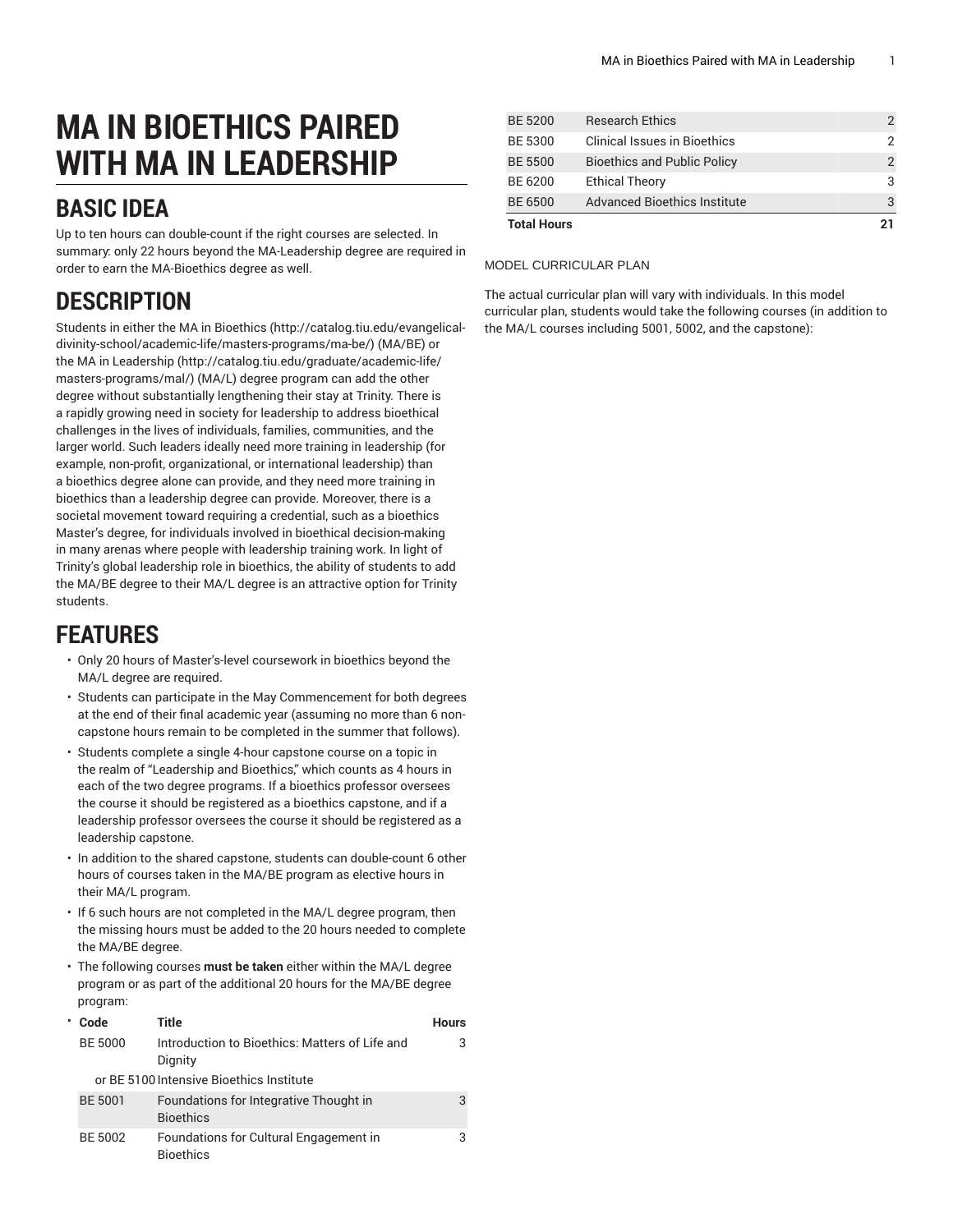# MA IN BIOETHICS PAIRED WITH MA IN LEADERSHIP

## BASIC IDEA

Up to ten hours can double-count if the right courses are selected. In summary: only 22 hours beyond the MA-Leadership degree are required in order to earn the MA-Bioethics degree as well.

## DESCRIPTION

Students in either the MA in Bioethics (http://catalog.tiu.edu/evangelical-divinity-school/academic-life/masters-programs/ma-be/) (MA/BE) or the MA in Leadership (http://catalog.tiu.edu/graduate/academic-life/masters-programs/mal/) (MA/L) degree program can add the other degree without substantially lengthening their stay at Trinity. There is a rapidly growing need in society for leadership to address bioethical challenges in the lives of individuals, families, communities, and the larger world. Such leaders ideally need more training in leadership (for example, non-profit, organizational, or international leadership) than a bioethics degree alone can provide, and they need more training in bioethics than a leadership degree can provide. Moreover, there is a societal movement toward requiring a credential, such as a bioethics Master's degree, for individuals involved in bioethical decision-making in many arenas where people with leadership training work. In light of Trinity's global leadership role in bioethics, the ability of students to add the MA/BE degree to their MA/L degree is an attractive option for Trinity students.

## FEATURES

- Only 20 hours of Master's-level coursework in bioethics beyond the MA/L degree are required.
- Students can participate in the May Commencement for both degrees at the end of their final academic year (assuming no more than 6 non-capstone hours remain to be completed in the summer that follows).
- Students complete a single 4-hour capstone course on a topic in the realm of "Leadership and Bioethics," which counts as 4 hours in each of the two degree programs. If a bioethics professor oversees the course it should be registered as a bioethics capstone, and if a leadership professor oversees the course it should be registered as a leadership capstone.
- In addition to the shared capstone, students can double-count 6 other hours of courses taken in the MA/BE program as elective hours in their MA/L program.
- If 6 such hours are not completed in the MA/L degree program, then the missing hours must be added to the 20 hours needed to complete the MA/BE degree.
- The following courses **must be taken** either within the MA/L degree program or as part of the additional 20 hours for the MA/BE degree program:

| Code | Title | Hours |
|---|---|---|
| BE 5000 | Introduction to Bioethics: Matters of Life and Dignity | 3 |
| or BE 5100 | Intensive Bioethics Institute | |
| BE 5001 | Foundations for Integrative Thought in Bioethics | 3 |
| BE 5002 | Foundations for Cultural Engagement in Bioethics | 3 |
| BE 5200 | Research Ethics | 2 |
| BE 5300 | Clinical Issues in Bioethics | 2 |
| BE 5500 | Bioethics and Public Policy | 2 |
| BE 6200 | Ethical Theory | 3 |
| BE 6500 | Advanced Bioethics Institute | 3 |
| **Total Hours** | | **21** |

MODEL CURRICULAR PLAN

The actual curricular plan will vary with individuals. In this model curricular plan, students would take the following courses (in addition to the MA/L courses including 5001, 5002, and the capstone):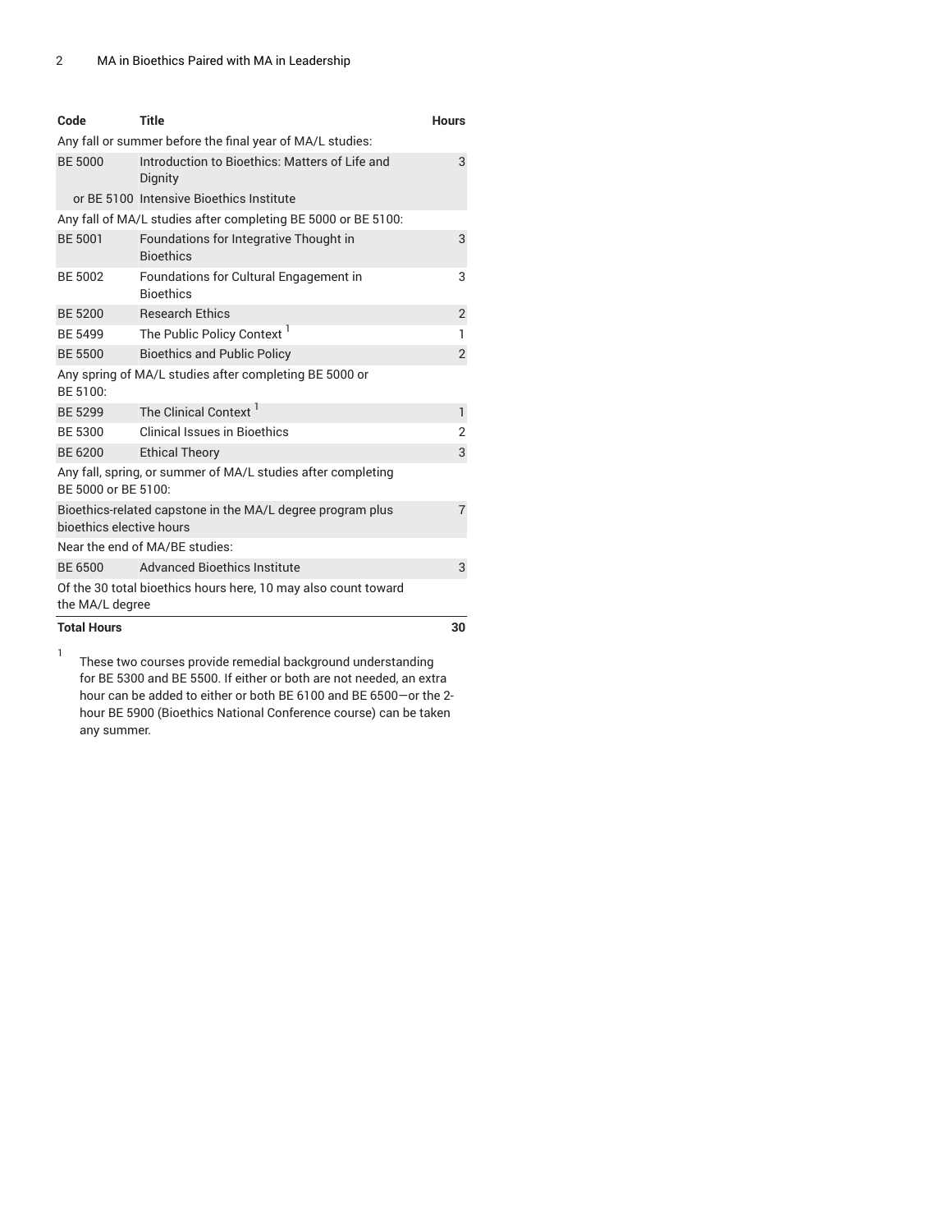| Code | Title | Hours |
| --- | --- | --- |
| Any fall or summer before the final year of MA/L studies: | | |
| BE 5000 | Introduction to Bioethics: Matters of Life and Dignity | 3 |
| or BE 5100 | Intensive Bioethics Institute | |
| Any fall of MA/L studies after completing BE 5000 or BE 5100: | | |
| BE 5001 | Foundations for Integrative Thought in Bioethics | 3 |
| BE 5002 | Foundations for Cultural Engagement in Bioethics | 3 |
| BE 5200 | Research Ethics | 2 |
| BE 5499 | The Public Policy Context [1] | 1 |
| BE 5500 | Bioethics and Public Policy | 2 |
| Any spring of MA/L studies after completing BE 5000 or BE 5100: | | |
| BE 5299 | The Clinical Context [1] | 1 |
| BE 5300 | Clinical Issues in Bioethics | 2 |
| BE 6200 | Ethical Theory | 3 |
| Any fall, spring, or summer of MA/L studies after completing BE 5000 or BE 5100: | | |
| Bioethics-related capstone in the MA/L degree program plus bioethics elective hours | | 7 |
| Near the end of MA/BE studies: | | |
| BE 6500 | Advanced Bioethics Institute | 3 |
| Of the 30 total bioethics hours here, 10 may also count toward the MA/L degree | | |
| **Total Hours** | | **30** |

[1] These two courses provide remedial background understanding for BE 5300 and BE 5500. If either or both are not needed, an extra hour can be added to either or both BE 6100 and BE 6500—or the 2-hour BE 5900 (Bioethics National Conference course) can be taken any summer.